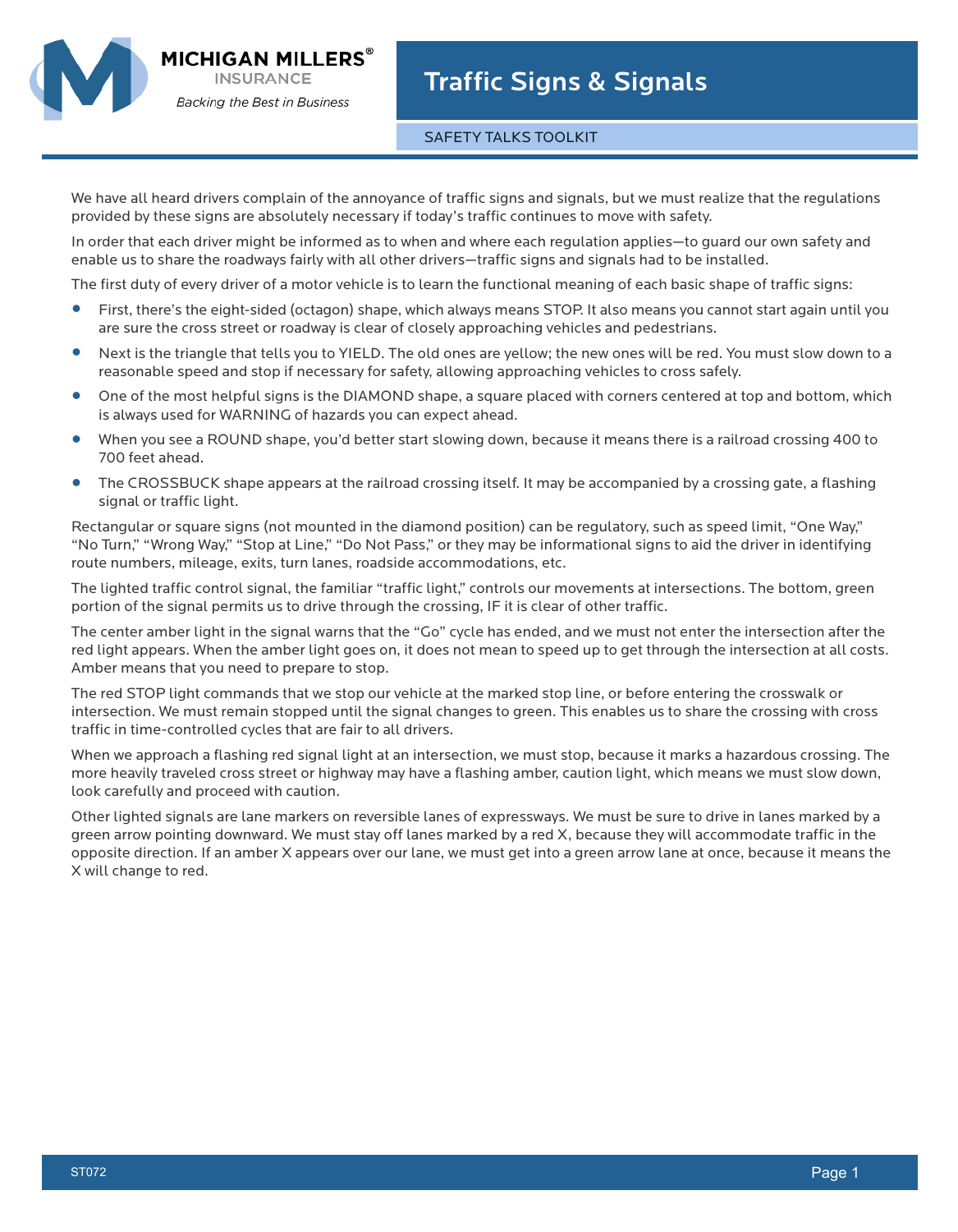MICHIGAN MILLERS® INSURANCE

*Backing the Best in Business*

# Traffic Signs & Signals

SAFETY TALKS TOOLKIT

We have all heard drivers complain of the annoyance of traffic signs and signals, but we must realize that the regulations provided by these signs are absolutely necessary if today's traffic continues to move with safety.

In order that each driver might be informed as to when and where each regulation applies—to guard our own safety and enable us to share the roadways fairly with all other drivers—traffic signs and signals had to be installed.

The first duty of every driver of a motor vehicle is to learn the functional meaning of each basic shape of traffic signs:

- First, there's the eight-sided (octagon) shape, which always means STOP. It also means you cannot start again until you are sure the cross street or roadway is clear of closely approaching vehicles and pedestrians.
- Next is the triangle that tells you to YIELD. The old ones are yellow; the new ones will be red. You must slow down to a reasonable speed and stop if necessary for safety, allowing approaching vehicles to cross safely.
- One of the most helpful signs is the DIAMOND shape, a square placed with corners centered at top and bottom, which is always used for WARNING of hazards you can expect ahead.
- When you see a ROUND shape, you'd better start slowing down, because it means there is a railroad crossing 400 to 700 feet ahead.
- The CROSSBUCK shape appears at the railroad crossing itself. It may be accompanied by a crossing gate, a flashing signal or traffic light.

Rectangular or square signs (not mounted in the diamond position) can be regulatory, such as speed limit, "One Way," "No Turn," "Wrong Way," "Stop at Line," "Do Not Pass," or they may be informational signs to aid the driver in identifying route numbers, mileage, exits, turn lanes, roadside accommodations, etc.

The lighted traffic control signal, the familiar "traffic light," controls our movements at intersections. The bottom, green portion of the signal permits us to drive through the crossing, IF it is clear of other traffic.

The center amber light in the signal warns that the "Go" cycle has ended, and we must not enter the intersection after the red light appears. When the amber light goes on, it does not mean to speed up to get through the intersection at all costs. Amber means that you need to prepare to stop.

The red STOP light commands that we stop our vehicle at the marked stop line, or before entering the crosswalk or intersection. We must remain stopped until the signal changes to green. This enables us to share the crossing with cross traffic in time-controlled cycles that are fair to all drivers.

When we approach a flashing red signal light at an intersection, we must stop, because it marks a hazardous crossing. The more heavily traveled cross street or highway may have a flashing amber, caution light, which means we must slow down, look carefully and proceed with caution.

Other lighted signals are lane markers on reversible lanes of expressways. We must be sure to drive in lanes marked by a green arrow pointing downward. We must stay off lanes marked by a red X, because they will accommodate traffic in the opposite direction. If an amber X appears over our lane, we must get into a green arrow lane at once, because it means the X will change to red.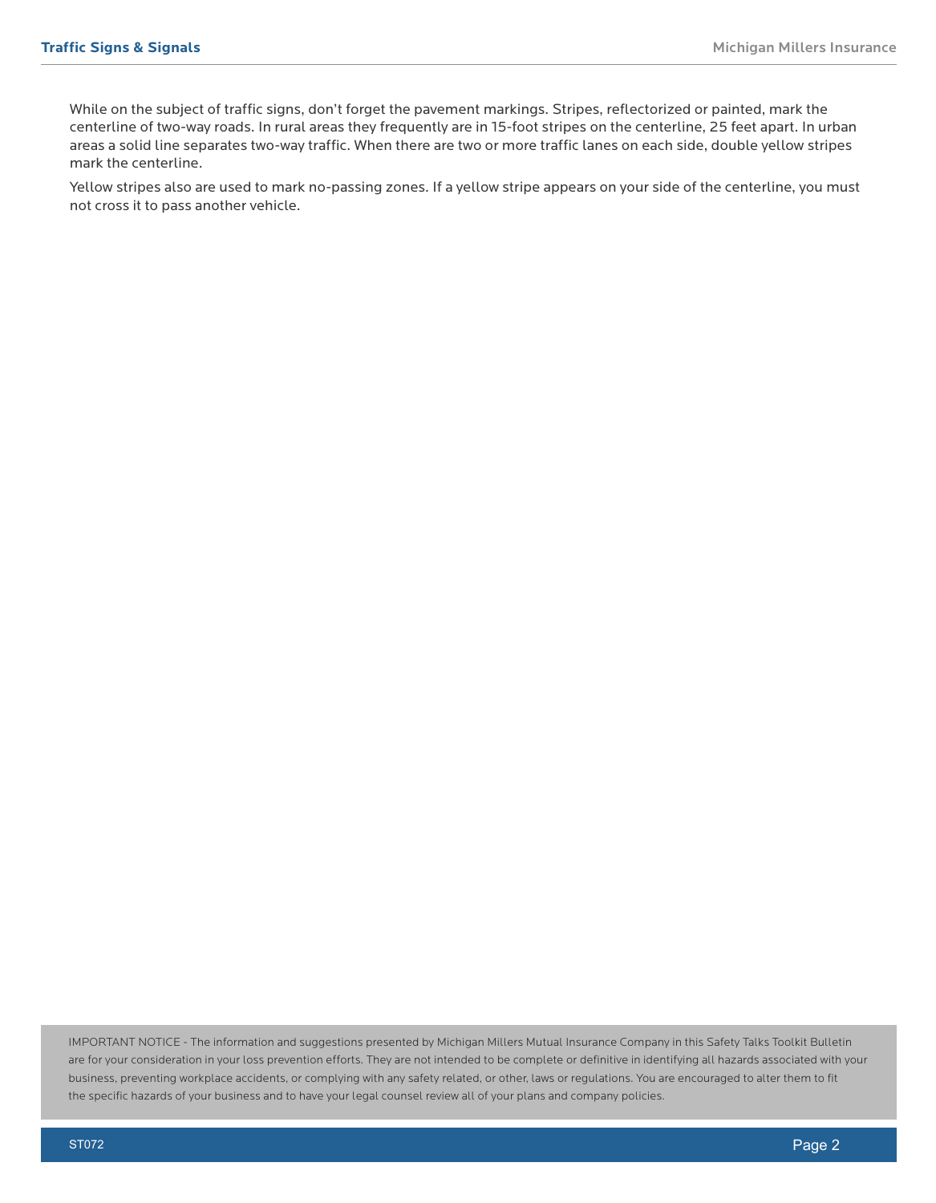While on the subject of traffic signs, don't forget the pavement markings. Stripes, reflectorized or painted, mark the centerline of two-way roads. In rural areas they frequently are in 15-foot stripes on the centerline, 25 feet apart. In urban areas a solid line separates two-way traffic. When there are two or more traffic lanes on each side, double yellow stripes mark the centerline.

Yellow stripes also are used to mark no-passing zones. If a yellow stripe appears on your side of the centerline, you must not cross it to pass another vehicle.

IMPORTANT NOTICE - The information and suggestions presented by Michigan Millers Mutual Insurance Company in this Safety Talks Toolkit Bulletin are for your consideration in your loss prevention efforts. They are not intended to be complete or definitive in identifying all hazards associated with your business, preventing workplace accidents, or complying with any safety related, or other, laws or regulations. You are encouraged to alter them to fit the specific hazards of your business and to have your legal counsel review all of your plans and company policies.